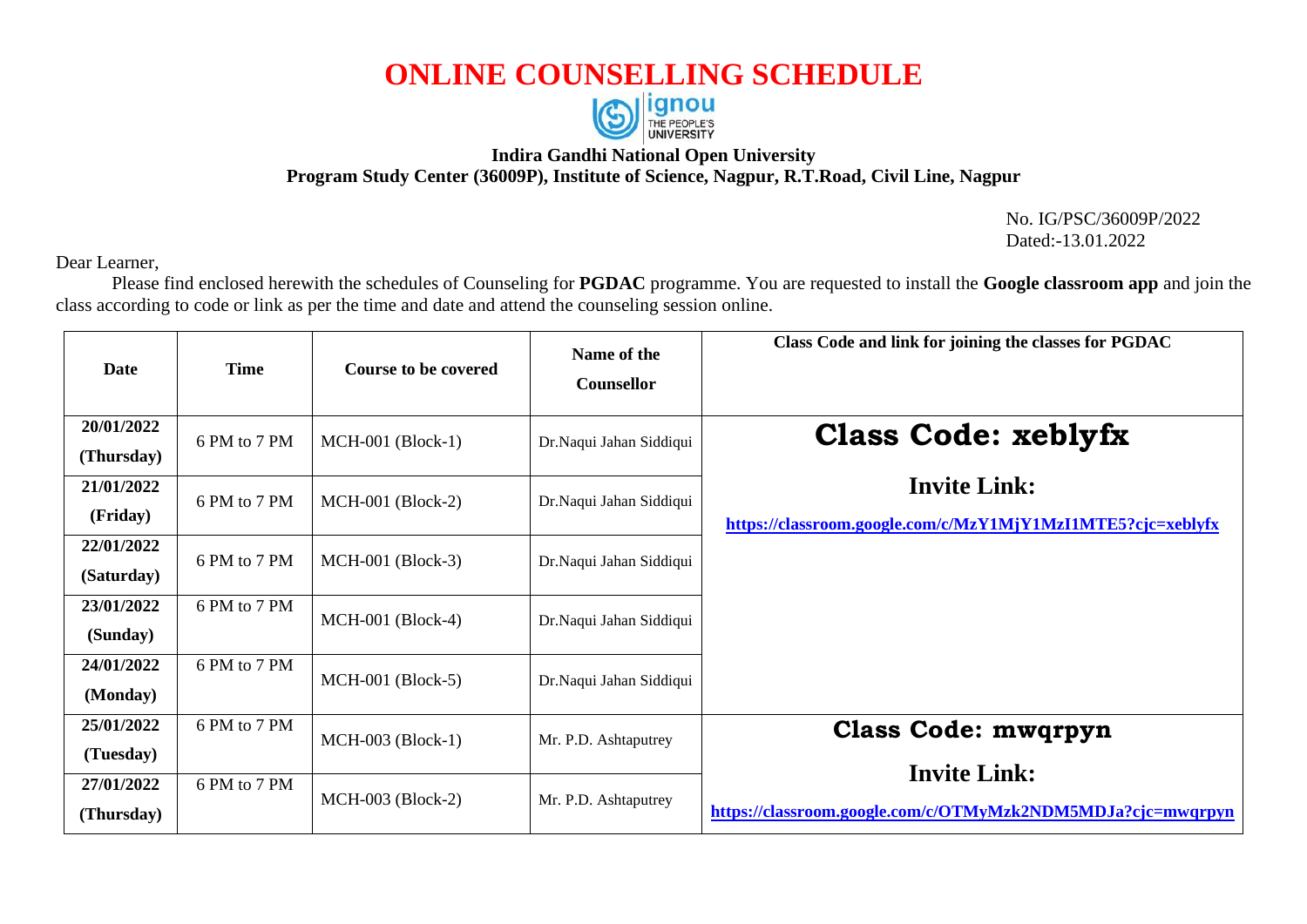# ONLINE COUNSELLING SCHEDULE

**Indira Gandhi National Open University**
**Program Study Center (36009P), Institute of Science, Nagpur, R.T.Road, Civil Line, Nagpur**

No. IG/PSC/36009P/2022
Dated:-13.01.2022

Dear Learner,

Please find enclosed herewith the schedules of Counseling for **PGDAC** programme. You are requested to install the **Google classroom app** and join the class according to code or link as per the time and date and attend the counseling session online.

| Date | Time | Course to be covered | Name of the Counsellor | Class Code and link for joining the classes for PGDAC |
|---|---|---|---|---|
| **20/01/2022 (Thursday)** | 6 PM to 7 PM | MCH-001 (Block-1) | Dr.Naqui Jahan Siddiqui | **Class Code: xeblyfx** **Invite Link:** https://classroom.google.com/c/MzY1MjY1MzI1MTE5?cjc=xeblyfx |
| **21/01/2022 (Friday)** | 6 PM to 7 PM | MCH-001 (Block-2) | Dr.Naqui Jahan Siddiqui | |
| **22/01/2022 (Saturday)** | 6 PM to 7 PM | MCH-001 (Block-3) | Dr.Naqui Jahan Siddiqui | |
| **23/01/2022 (Sunday)** | 6 PM to 7 PM | MCH-001 (Block-4) | Dr.Naqui Jahan Siddiqui | |
| **24/01/2022 (Monday)** | 6 PM to 7 PM | MCH-001 (Block-5) | Dr.Naqui Jahan Siddiqui | |
| **25/01/2022 (Tuesday)** | 6 PM to 7 PM | MCH-003 (Block-1) | Mr. P.D. Ashtaputrey | **Class Code: mwqrpyn** **Invite Link:** https://classroom.google.com/c/OTMyMzk2NDM5MDJa?cjc=mwqrpyn |
| **27/01/2022 (Thursday)** | 6 PM to 7 PM | MCH-003 (Block-2) | Mr. P.D. Ashtaputrey | |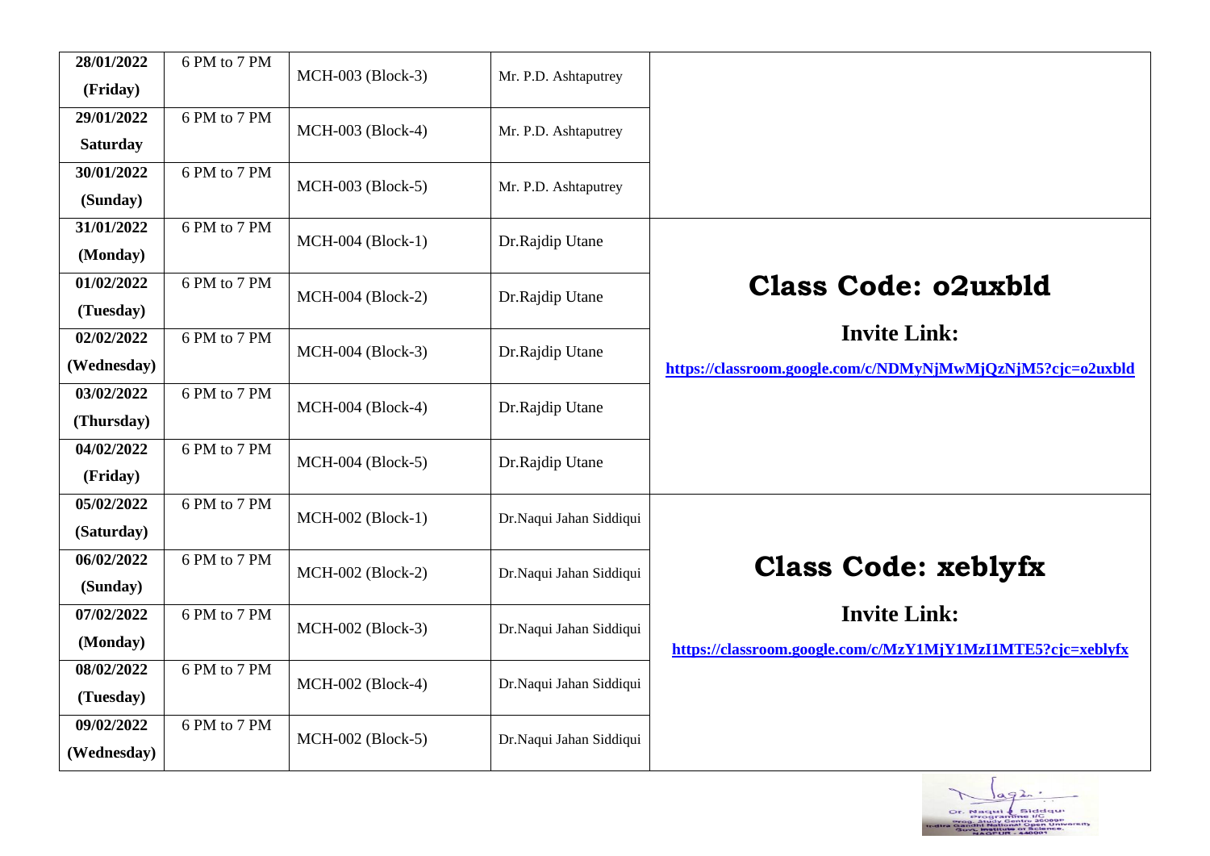| | | | | |
|---|---|---|---|---|
| 28/01/2022 (Friday) | 6 PM to 7 PM | MCH-003 (Block-3) | Mr. P.D. Ashtaputrey | |
| 29/01/2022 Saturday | 6 PM to 7 PM | MCH-003 (Block-4) | Mr. P.D. Ashtaputrey | |
| 30/01/2022 (Sunday) | 6 PM to 7 PM | MCH-003 (Block-5) | Mr. P.D. Ashtaputrey | |
| 31/01/2022 (Monday) | 6 PM to 7 PM | MCH-004 (Block-1) | Dr.Rajdip Utane | **Class Code: o2uxbld** **Invite Link:** https://classroom.google.com/c/NDMyNjMwMjQzNjM5?cjc=o2uxbld |
| 01/02/2022 (Tuesday) | 6 PM to 7 PM | MCH-004 (Block-2) | Dr.Rajdip Utane | |
| 02/02/2022 (Wednesday) | 6 PM to 7 PM | MCH-004 (Block-3) | Dr.Rajdip Utane | |
| 03/02/2022 (Thursday) | 6 PM to 7 PM | MCH-004 (Block-4) | Dr.Rajdip Utane | |
| 04/02/2022 (Friday) | 6 PM to 7 PM | MCH-004 (Block-5) | Dr.Rajdip Utane | |
| 05/02/2022 (Saturday) | 6 PM to 7 PM | MCH-002 (Block-1) | Dr.Naqui Jahan Siddiqui | **Class Code: xeblyfx** **Invite Link:** https://classroom.google.com/c/MzY1MjY1MzI1MTE5?cjc=xeblyfx |
| 06/02/2022 (Sunday) | 6 PM to 7 PM | MCH-002 (Block-2) | Dr.Naqui Jahan Siddiqui | |
| 07/02/2022 (Monday) | 6 PM to 7 PM | MCH-002 (Block-3) | Dr.Naqui Jahan Siddiqui | |
| 08/02/2022 (Tuesday) | 6 PM to 7 PM | MCH-002 (Block-4) | Dr.Naqui Jahan Siddiqui | |
| 09/02/2022 (Wednesday) | 6 PM to 7 PM | MCH-002 (Block-5) | Dr.Naqui Jahan Siddiqui | |

Dr. Naqui J. Siddiqui
Programme I/C
Prog. Study Centre 26008P
Indira Gandhi National Open University
Govt. Institute of Science,
NAGPUR - 440001